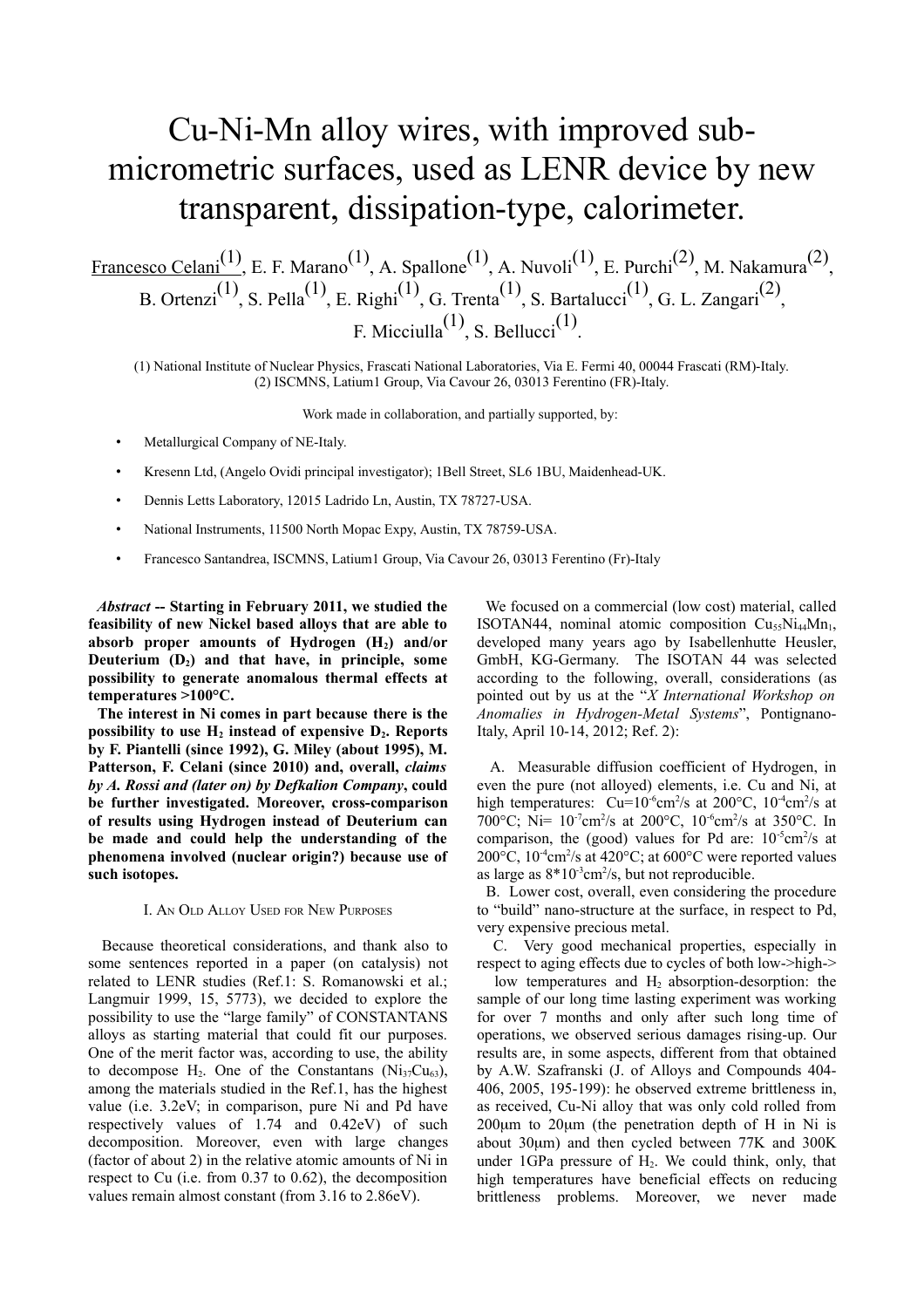# Cu-Ni-Mn alloy wires, with improved sub-micrometric surfaces, used as LENR device by new transparent, dissipation-type, calorimeter.

Francesco Celani[(1)], E. F. Marano[(1)], A. Spallone[(1)], A. Nuvoli[(1)], E. Purchi[(2)], M. Nakamura[(2)], B. Ortenzi[(1)], S. Pella[(1)], E. Righi[(1)], G. Trenta[(1)], S. Bartalucci[(1)], G. L. Zangari[(2)], F. Micciulla[(1)], S. Bellucci[(1)].

(1) National Institute of Nuclear Physics, Frascati National Laboratories, Via E. Fermi 40, 00044 Frascati (RM)-Italy.
(2) ISCMNS, Latium1 Group, Via Cavour 26, 03013 Ferentino (FR)-Italy.

Work made in collaboration, and partially supported, by:

- Metallurgical Company of NE-Italy.
- Kresenn Ltd, (Angelo Ovidi principal investigator); 1Bell Street, SL6 1BU, Maidenhead-UK.
- Dennis Letts Laboratory, 12015 Ladrido Ln, Austin, TX 78727-USA.
- National Instruments, 11500 North Mopac Expy, Austin, TX 78759-USA.
- Francesco Santandrea, ISCMNS, Latium1 Group, Via Cavour 26, 03013 Ferentino (Fr)-Italy

***Abstract*** **-- Starting in February 2011, we studied the feasibility of new Nickel based alloys that are able to absorb proper amounts of Hydrogen ($H_2$) and/or Deuterium ($D_2$) and that have, in principle, some possibility to generate anomalous thermal effects at temperatures >100°C.**

**The interest in Ni comes in part because there is the possibility to use $H_2$ instead of expensive $D_2$. Reports by F. Piantelli (since 1992), G. Miley (about 1995), M. Patterson, F. Celani (since 2010) and, overall, *claims by A. Rossi and (later on) by Defkalion Company*, could be further investigated. Moreover, cross-comparison of results using Hydrogen instead of Deuterium can be made and could help the understanding of the phenomena involved (nuclear origin?) because use of such isotopes.**

## I. An Old Alloy Used for New Purposes

Because theoretical considerations, and thank also to some sentences reported in a paper (on catalysis) not related to LENR studies (Ref.1: S. Romanowski et al.; Langmuir 1999, 15, 5773), we decided to explore the possibility to use the "large family" of CONSTANTANS alloys as starting material that could fit our purposes. One of the merit factor was, according to use, the ability to decompose $H_2$. One of the Constantans ($Ni_{37}Cu_{63}$), among the materials studied in the Ref.1, has the highest value (i.e. 3.2eV; in comparison, pure Ni and Pd have respectively values of 1.74 and 0.42eV) of such decomposition. Moreover, even with large changes (factor of about 2) in the relative atomic amounts of Ni in respect to Cu (i.e. from 0.37 to 0.62), the decomposition values remain almost constant (from 3.16 to 2.86eV).

We focused on a commercial (low cost) material, called ISOTAN44, nominal atomic composition $Cu_{55}Ni_{44}Mn_1$, developed many years ago by Isabellenhutte Heusler, GmbH, KG-Germany. The ISOTAN 44 was selected according to the following, overall, considerations (as pointed out by us at the "*X International Workshop on Anomalies in Hydrogen-Metal Systems*", Pontignano-Italy, April 10-14, 2012; Ref. 2):

A. Measurable diffusion coefficient of Hydrogen, in even the pure (not alloyed) elements, i.e. Cu and Ni, at high temperatures: Cu=$10^{-6}$cm$^2$/s at 200°C, $10^{-4}$cm$^2$/s at 700°C; Ni= $10^{-7}$cm$^2$/s at 200°C, $10^{-6}$cm$^2$/s at 350°C. In comparison, the (good) values for Pd are: $10^{-5}$cm$^2$/s at 200°C, $10^{-4}$cm$^2$/s at 420°C; at 600°C were reported values as large as $8*10^{-3}$cm$^2$/s, but not reproducible.

B. Lower cost, overall, even considering the procedure to "build" nano-structure at the surface, in respect to Pd, very expensive precious metal.

C. Very good mechanical properties, especially in respect to aging effects due to cycles of both low->high->low temperatures and $H_2$ absorption-desorption: the sample of our long time lasting experiment was working for over 7 months and only after such long time of operations, we observed serious damages rising-up. Our results are, in some aspects, different from that obtained by A.W. Szafranski (J. of Alloys and Compounds 404-406, 2005, 195-199): he observed extreme brittleness in, as received, Cu-Ni alloy that was only cold rolled from 200μm to 20μm (the penetration depth of H in Ni is about 30μm) and then cycled between 77K and 300K under 1GPa pressure of $H_2$. We could think, only, that high temperatures have beneficial effects on reducing brittleness problems. Moreover, we never made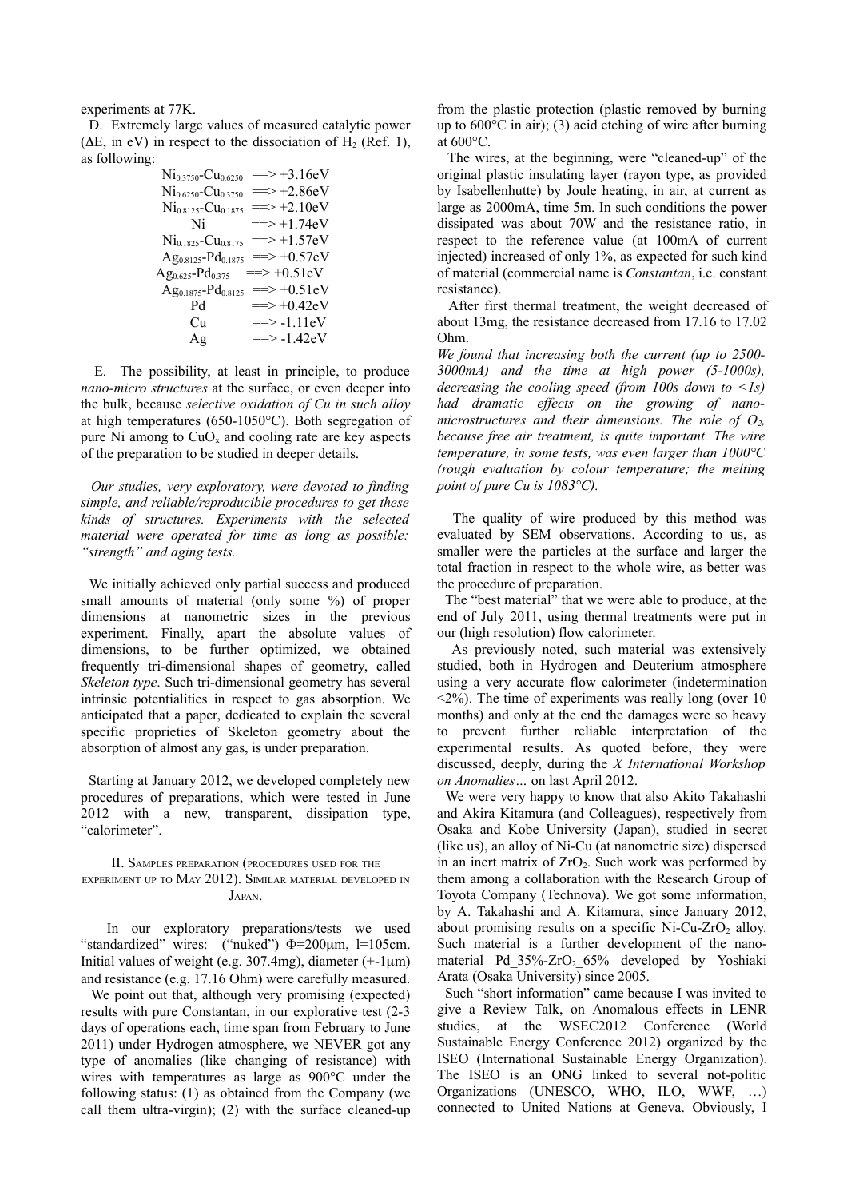experiments at 77K.

D. Extremely large values of measured catalytic power ($\Delta E$, in eV) in respect to the dissociation of $H_2$ (Ref. 1), as following:

$Ni_{0.3750}$-$Cu_{0.6250}$ ==> +3.16eV
$Ni_{0.6250}$-$Cu_{0.3750}$ ==> +2.86eV
$Ni_{0.8125}$-$Cu_{0.1875}$ ==> +2.10eV
Ni ==> +1.74eV
$Ni_{0.1825}$-$Cu_{0.8175}$ ==> +1.57eV
$Ag_{0.8125}$-$Pd_{0.1875}$ ==> +0.57eV
$Ag_{0.625}$-$Pd_{0.375}$ ==> +0.51eV
$Ag_{0.1875}$-$Pd_{0.8125}$ ==> +0.51eV
Pd ==> +0.42eV
Cu ==> -1.11eV
Ag ==> -1.42eV

E. The possibility, at least in principle, to produce *nano-micro structures* at the surface, or even deeper into the bulk, because *selective oxidation of Cu in such alloy* at high temperatures (650-1050°C). Both segregation of pure Ni among to $CuO_x$ and cooling rate are key aspects of the preparation to be studied in deeper details.

*Our studies, very exploratory, were devoted to finding simple, and reliable/reproducible procedures to get these kinds of structures. Experiments with the selected material were operated for time as long as possible: "strength" and aging tests.*

We initially achieved only partial success and produced small amounts of material (only some %) of proper dimensions at nanometric sizes in the previous experiment. Finally, apart the absolute values of dimensions, to be further optimized, we obtained frequently tri-dimensional shapes of geometry, called *Skeleton type*. Such tri-dimensional geometry has several intrinsic potentialities in respect to gas absorption. We anticipated that a paper, dedicated to explain the several specific proprieties of Skeleton geometry about the absorption of almost any gas, is under preparation.

Starting at January 2012, we developed completely new procedures of preparations, which were tested in June 2012 with a new, transparent, dissipation type, "calorimeter".

## II. Samples preparation (procedures used for the experiment up to May 2012). Similar material developed in Japan.

In our exploratory preparations/tests we used "standardized" wires: ("nuked") $\Phi$=200μm, l=105cm. Initial values of weight (e.g. 307.4mg), diameter (+-1μm) and resistance (e.g. 17.16 Ohm) were carefully measured.

We point out that, although very promising (expected) results with pure Constantan, in our explorative test (2-3 days of operations each, time span from February to June 2011) under Hydrogen atmosphere, we NEVER got any type of anomalies (like changing of resistance) with wires with temperatures as large as 900°C under the following status: (1) as obtained from the Company (we call them ultra-virgin); (2) with the surface cleaned-up from the plastic protection (plastic removed by burning up to 600°C in air); (3) acid etching of wire after burning at 600°C.

The wires, at the beginning, were "cleaned-up" of the original plastic insulating layer (rayon type, as provided by Isabellenhutte) by Joule heating, in air, at current as large as 2000mA, time 5m. In such conditions the power dissipated was about 70W and the resistance ratio, in respect to the reference value (at 100mA of current injected) increased of only 1%, as expected for such kind of material (commercial name is *Constantan*, i.e. constant resistance).

After first thermal treatment, the weight decreased of about 13mg, the resistance decreased from 17.16 to 17.02 Ohm.

*We found that increasing both the current (up to 2500-3000mA) and the time at high power (5-1000s), decreasing the cooling speed (from 100s down to <1s) had dramatic effects on the growing of nano-microstructures and their dimensions. The role of $O_2$, because free air treatment, is quite important. The wire temperature, in some tests, was even larger than 1000°C (rough evaluation by colour temperature; the melting point of pure Cu is 1083°C).*

The quality of wire produced by this method was evaluated by SEM observations. According to us, as smaller were the particles at the surface and larger the total fraction in respect to the whole wire, as better was the procedure of preparation.

The "best material" that we were able to produce, at the end of July 2011, using thermal treatments were put in our (high resolution) flow calorimeter.

As previously noted, such material was extensively studied, both in Hydrogen and Deuterium atmosphere using a very accurate flow calorimeter (indetermination <2%). The time of experiments was really long (over 10 months) and only at the end the damages were so heavy to prevent further reliable interpretation of the experimental results. As quoted before, they were discussed, deeply, during the *X International Workshop on Anomalies…* on last April 2012.

We were very happy to know that also Akito Takahashi and Akira Kitamura (and Colleagues), respectively from Osaka and Kobe University (Japan), studied in secret (like us), an alloy of Ni-Cu (at nanometric size) dispersed in an inert matrix of $ZrO_2$. Such work was performed by them among a collaboration with the Research Group of Toyota Company (Technova). We got some information, by A. Takahashi and A. Kitamura, since January 2012, about promising results on a specific Ni-Cu-$ZrO_2$ alloy. Such material is a further development of the nano-material Pd_35%-$ZrO_2$_65% developed by Yoshiaki Arata (Osaka University) since 2005.

Such "short information" came because I was invited to give a Review Talk, on Anomalous effects in LENR studies, at the WSEC2012 Conference (World Sustainable Energy Conference 2012) organized by the ISEO (International Sustainable Energy Organization). The ISEO is an ONG linked to several not-politic Organizations (UNESCO, WHO, ILO, WWF, …) connected to United Nations at Geneva. Obviously, I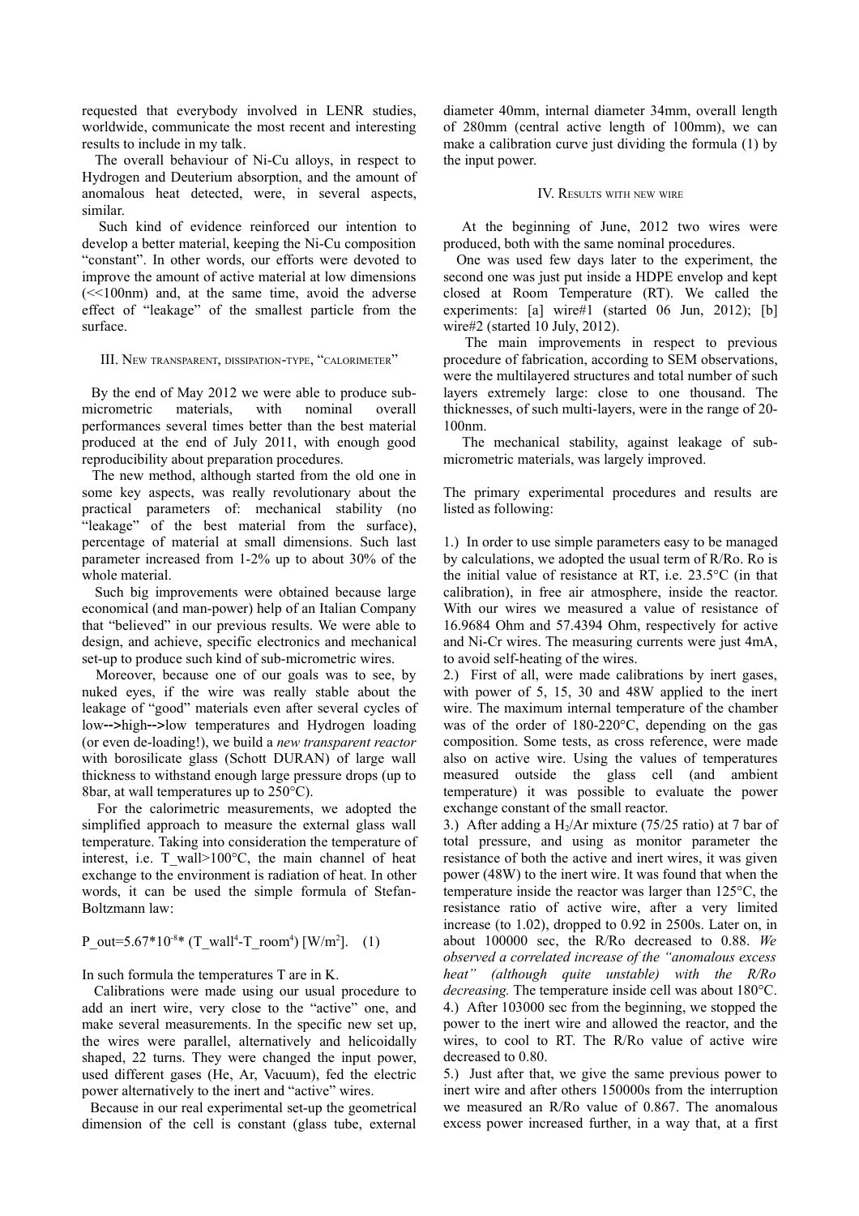requested that everybody involved in LENR studies, worldwide, communicate the most recent and interesting results to include in my talk.

The overall behaviour of Ni-Cu alloys, in respect to Hydrogen and Deuterium absorption, and the amount of anomalous heat detected, were, in several aspects, similar.

Such kind of evidence reinforced our intention to develop a better material, keeping the Ni-Cu composition "constant". In other words, our efforts were devoted to improve the amount of active material at low dimensions (<<100nm) and, at the same time, avoid the adverse effect of "leakage" of the smallest particle from the surface.

## III. New transparent, dissipation-type, "calorimeter"

By the end of May 2012 we were able to produce sub-micrometric materials, with nominal overall performances several times better than the best material produced at the end of July 2011, with enough good reproducibility about preparation procedures.

The new method, although started from the old one in some key aspects, was really revolutionary about the practical parameters of: mechanical stability (no "leakage" of the best material from the surface), percentage of material at small dimensions. Such last parameter increased from 1-2% up to about 30% of the whole material.

Such big improvements were obtained because large economical (and man-power) help of an Italian Company that "believed" in our previous results. We were able to design, and achieve, specific electronics and mechanical set-up to produce such kind of sub-micrometric wires.

Moreover, because one of our goals was to see, by nuked eyes, if the wire was really stable about the leakage of "good" materials even after several cycles of low**-->**high**-->**low temperatures and Hydrogen loading (or even de-loading!), we build a *new transparent reactor* with borosilicate glass (Schott DURAN) of large wall thickness to withstand enough large pressure drops (up to 8bar, at wall temperatures up to 250°C).

For the calorimetric measurements, we adopted the simplified approach to measure the external glass wall temperature. Taking into consideration the temperature of interest, i.e. $T_{wall}$>100°C, the main channel of heat exchange to the environment is radiation of heat. In other words, it can be used the simple formula of Stefan-Boltzmann law:

$$P_{out}=5.67*10^{-8}*(T_{wall}^4-T_{room}^4)\ [W/m^2]. \quad (1)$$

In such formula the temperatures T are in K.

Calibrations were made using our usual procedure to add an inert wire, very close to the "active" one, and make several measurements. In the specific new set up, the wires were parallel, alternatively and helicoidally shaped, 22 turns. They were changed the input power, used different gases (He, Ar, Vacuum), fed the electric power alternatively to the inert and "active" wires.

Because in our real experimental set-up the geometrical dimension of the cell is constant (glass tube, external diameter 40mm, internal diameter 34mm, overall length of 280mm (central active length of 100mm), we can make a calibration curve just dividing the formula (1) by the input power.

## IV. Results with new wire

At the beginning of June, 2012 two wires were produced, both with the same nominal procedures.

One was used few days later to the experiment, the second one was just put inside a HDPE envelop and kept closed at Room Temperature (RT). We called the experiments: [a] wire#1 (started 06 Jun, 2012); [b] wire#2 (started 10 July, 2012).

The main improvements in respect to previous procedure of fabrication, according to SEM observations, were the multilayered structures and total number of such layers extremely large: close to one thousand. The thicknesses, of such multi-layers, were in the range of 20-100nm.

The mechanical stability, against leakage of sub-micrometric materials, was largely improved.

The primary experimental procedures and results are listed as following:

1.) In order to use simple parameters easy to be managed by calculations, we adopted the usual term of R/Ro. Ro is the initial value of resistance at RT, i.e. 23.5°C (in that calibration), in free air atmosphere, inside the reactor. With our wires we measured a value of resistance of 16.9684 Ohm and 57.4394 Ohm, respectively for active and Ni-Cr wires. The measuring currents were just 4mA, to avoid self-heating of the wires.

2.) First of all, were made calibrations by inert gases, with power of 5, 15, 30 and 48W applied to the inert wire. The maximum internal temperature of the chamber was of the order of 180-220°C, depending on the gas composition. Some tests, as cross reference, were made also on active wire. Using the values of temperatures measured outside the glass cell (and ambient temperature) it was possible to evaluate the power exchange constant of the small reactor.

3.) After adding a $H_2$/Ar mixture (75/25 ratio) at 7 bar of total pressure, and using as monitor parameter the resistance of both the active and inert wires, it was given power (48W) to the inert wire. It was found that when the temperature inside the reactor was larger than 125°C, the resistance ratio of active wire, after a very limited increase (to 1.02), dropped to 0.92 in 2500s. Later on, in about 100000 sec, the R/Ro decreased to 0.88. *We observed a correlated increase of the "anomalous excess heat" (although quite unstable) with the R/Ro decreasing.* The temperature inside cell was about 180°C.

4.) After 103000 sec from the beginning, we stopped the power to the inert wire and allowed the reactor, and the wires, to cool to RT. The R/Ro value of active wire decreased to 0.80.

5.) Just after that, we give the same previous power to inert wire and after others 150000s from the interruption we measured an R/Ro value of 0.867. The anomalous excess power increased further, in a way that, at a first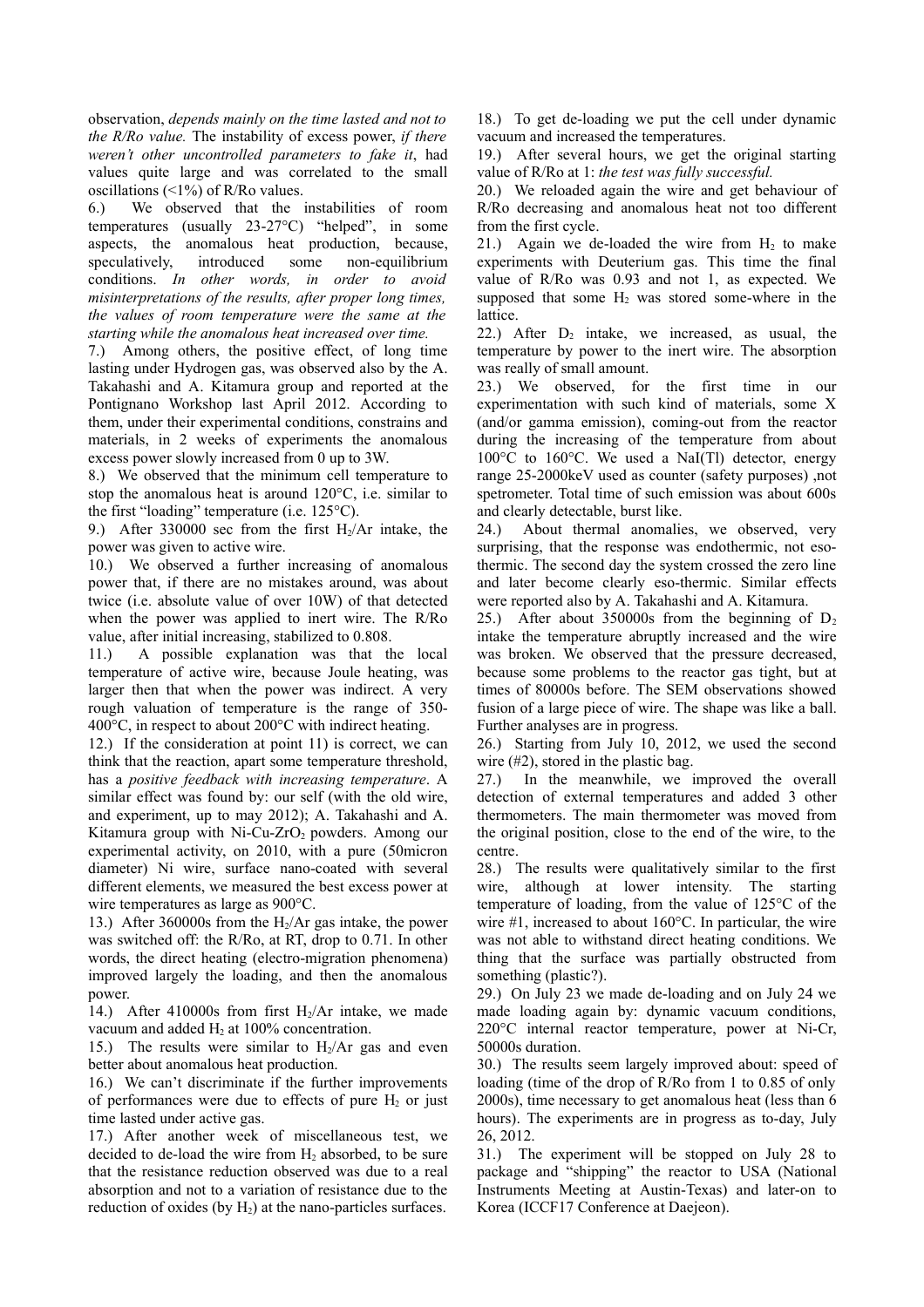observation, *depends mainly on the time lasted and not to the R/Ro value.* The instability of excess power, *if there weren't other uncontrolled parameters to fake it*, had values quite large and was correlated to the small oscillations (<1%) of R/Ro values.

6.) We observed that the instabilities of room temperatures (usually 23-27°C) "helped", in some aspects, the anomalous heat production, because, speculatively, introduced some non-equilibrium conditions. *In other words, in order to avoid misinterpretations of the results, after proper long times, the values of room temperature were the same at the starting while the anomalous heat increased over time.*

7.) Among others, the positive effect, of long time lasting under Hydrogen gas, was observed also by the A. Takahashi and A. Kitamura group and reported at the Pontignano Workshop last April 2012. According to them, under their experimental conditions, constrains and materials, in 2 weeks of experiments the anomalous excess power slowly increased from 0 up to 3W.

8.) We observed that the minimum cell temperature to stop the anomalous heat is around 120°C, i.e. similar to the first "loading" temperature (i.e. 125°C).

9.) After 330000 sec from the first $H_2$/Ar intake, the power was given to active wire.

10.) We observed a further increasing of anomalous power that, if there are no mistakes around, was about twice (i.e. absolute value of over 10W) of that detected when the power was applied to inert wire. The R/Ro value, after initial increasing, stabilized to 0.808.

11.) A possible explanation was that the local temperature of active wire, because Joule heating, was larger then that when the power was indirect. A very rough valuation of temperature is the range of 350-400°C, in respect to about 200°C with indirect heating.

12.) If the consideration at point 11) is correct, we can think that the reaction, apart some temperature threshold, has a *positive feedback with increasing temperature*. A similar effect was found by: our self (with the old wire, and experiment, up to may 2012); A. Takahashi and A. Kitamura group with Ni-Cu-$ZrO_2$ powders. Among our experimental activity, on 2010, with a pure (50micron diameter) Ni wire, surface nano-coated with several different elements, we measured the best excess power at wire temperatures as large as 900°C.

13.) After 360000s from the $H_2$/Ar gas intake, the power was switched off: the R/Ro, at RT, drop to 0.71. In other words, the direct heating (electro-migration phenomena) improved largely the loading, and then the anomalous power.

14.) After 410000s from first $H_2$/Ar intake, we made vacuum and added $H_2$ at 100% concentration.

15.) The results were similar to $H_2$/Ar gas and even better about anomalous heat production.

16.) We can't discriminate if the further improvements of performances were due to effects of pure $H_2$ or just time lasted under active gas.

17.) After another week of miscellaneous test, we decided to de-load the wire from $H_2$ absorbed, to be sure that the resistance reduction observed was due to a real absorption and not to a variation of resistance due to the reduction of oxides (by $H_2$) at the nano-particles surfaces.

18.) To get de-loading we put the cell under dynamic vacuum and increased the temperatures.

19.) After several hours, we get the original starting value of R/Ro at 1: *the test was fully successful.*

20.) We reloaded again the wire and get behaviour of R/Ro decreasing and anomalous heat not too different from the first cycle.

21.) Again we de-loaded the wire from $H_2$ to make experiments with Deuterium gas. This time the final value of R/Ro was 0.93 and not 1, as expected. We supposed that some $H_2$ was stored some-where in the lattice.

22.) After $D_2$ intake, we increased, as usual, the temperature by power to the inert wire. The absorption was really of small amount.

23.) We observed, for the first time in our experimentation with such kind of materials, some X (and/or gamma emission), coming-out from the reactor during the increasing of the temperature from about 100°C to 160°C. We used a NaI(Tl) detector, energy range 25-2000keV used as counter (safety purposes) ,not spetrometer. Total time of such emission was about 600s and clearly detectable, burst like.

24.) About thermal anomalies, we observed, very surprising, that the response was endothermic, not eso-thermic. The second day the system crossed the zero line and later become clearly eso-thermic. Similar effects were reported also by A. Takahashi and A. Kitamura.

25.) After about 350000s from the beginning of $D_2$ intake the temperature abruptly increased and the wire was broken. We observed that the pressure decreased, because some problems to the reactor gas tight, but at times of 80000s before. The SEM observations showed fusion of a large piece of wire. The shape was like a ball. Further analyses are in progress.

26.) Starting from July 10, 2012, we used the second wire (#2), stored in the plastic bag.

27.) In the meanwhile, we improved the overall detection of external temperatures and added 3 other thermometers. The main thermometer was moved from the original position, close to the end of the wire, to the centre.

28.) The results were qualitatively similar to the first wire, although at lower intensity. The starting temperature of loading, from the value of 125°C of the wire #1, increased to about 160°C. In particular, the wire was not able to withstand direct heating conditions. We thing that the surface was partially obstructed from something (plastic?).

29.) On July 23 we made de-loading and on July 24 we made loading again by: dynamic vacuum conditions, 220°C internal reactor temperature, power at Ni-Cr, 50000s duration.

30.) The results seem largely improved about: speed of loading (time of the drop of R/Ro from 1 to 0.85 of only 2000s), time necessary to get anomalous heat (less than 6 hours). The experiments are in progress as to-day, July 26, 2012.

31.) The experiment will be stopped on July 28 to package and "shipping" the reactor to USA (National Instruments Meeting at Austin-Texas) and later-on to Korea (ICCF17 Conference at Daejeon).